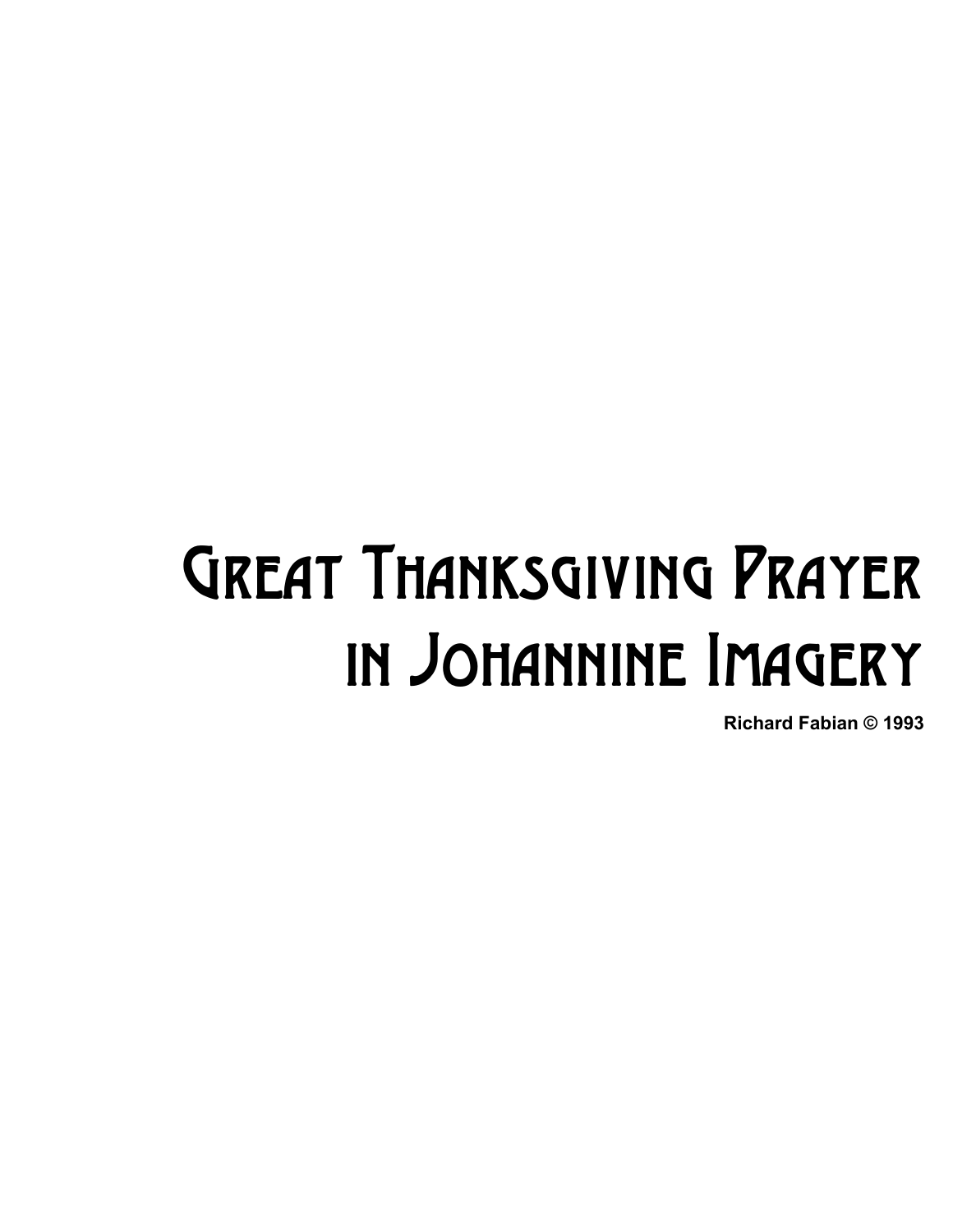# Great Thanksgiving Prayer in Johannine Imagery

**Richard Fabian © 1993**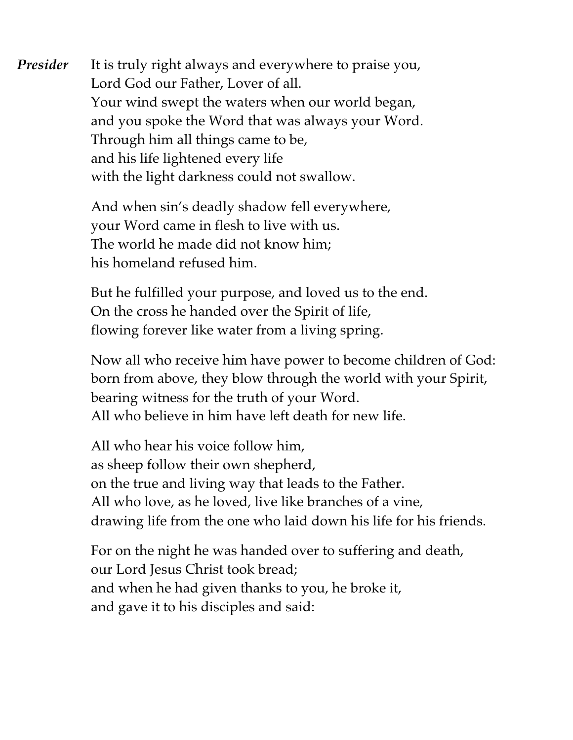***Presider*** It is truly right always and everywhere to praise you,
Lord God our Father, Lover of all.
Your wind swept the waters when our world began,
and you spoke the Word that was always your Word.
Through him all things came to be,
and his life lightened every life
with the light darkness could not swallow.

And when sin's deadly shadow fell everywhere,
your Word came in flesh to live with us.
The world he made did not know him;
his homeland refused him.

But he fulfilled your purpose, and loved us to the end.
On the cross he handed over the Spirit of life,
flowing forever like water from a living spring.

Now all who receive him have power to become children of God:
born from above, they blow through the world with your Spirit,
bearing witness for the truth of your Word.
All who believe in him have left death for new life.

All who hear his voice follow him,
as sheep follow their own shepherd,
on the true and living way that leads to the Father.
All who love, as he loved, live like branches of a vine,
drawing life from the one who laid down his life for his friends.

For on the night he was handed over to suffering and death,
our Lord Jesus Christ took bread;
and when he had given thanks to you, he broke it,
and gave it to his disciples and said: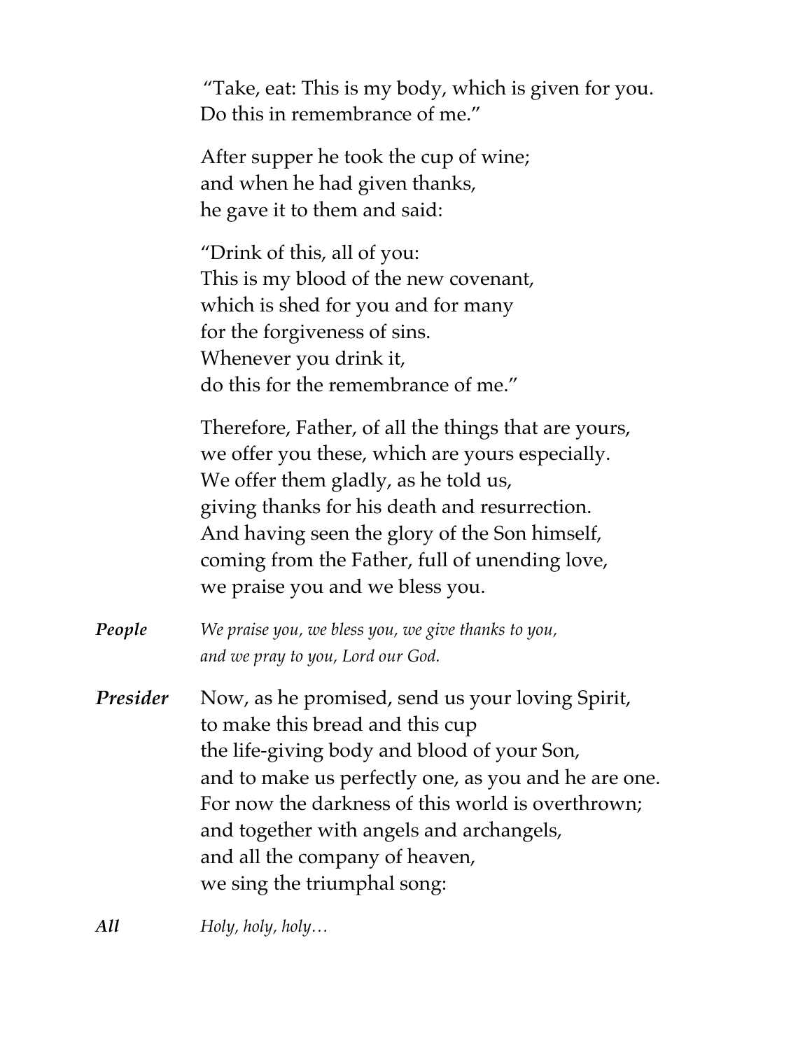"Take, eat: This is my body, which is given for you.  
Do this in remembrance of me."

After supper he took the cup of wine;  
and when he had given thanks,  
he gave it to them and said:

"Drink of this, all of you:  
This is my blood of the new covenant,  
which is shed for you and for many  
for the forgiveness of sins.  
Whenever you drink it,  
do this for the remembrance of me."

Therefore, Father, of all the things that are yours,  
we offer you these, which are yours especially.  
We offer them gladly, as he told us,  
giving thanks for his death and resurrection.  
And having seen the glory of the Son himself,  
coming from the Father, full of unending love,  
we praise you and we bless you.

***People*** *We praise you, we bless you, we give thanks to you,*  
*and we pray to you, Lord our God.*

***Presider*** Now, as he promised, send us your loving Spirit,  
to make this bread and this cup  
the life-giving body and blood of your Son,  
and to make us perfectly one, as you and he are one.  
For now the darkness of this world is overthrown;  
and together with angels and archangels,  
and all the company of heaven,  
we sing the triumphal song:

***All*** *Holy, holy, holy…*